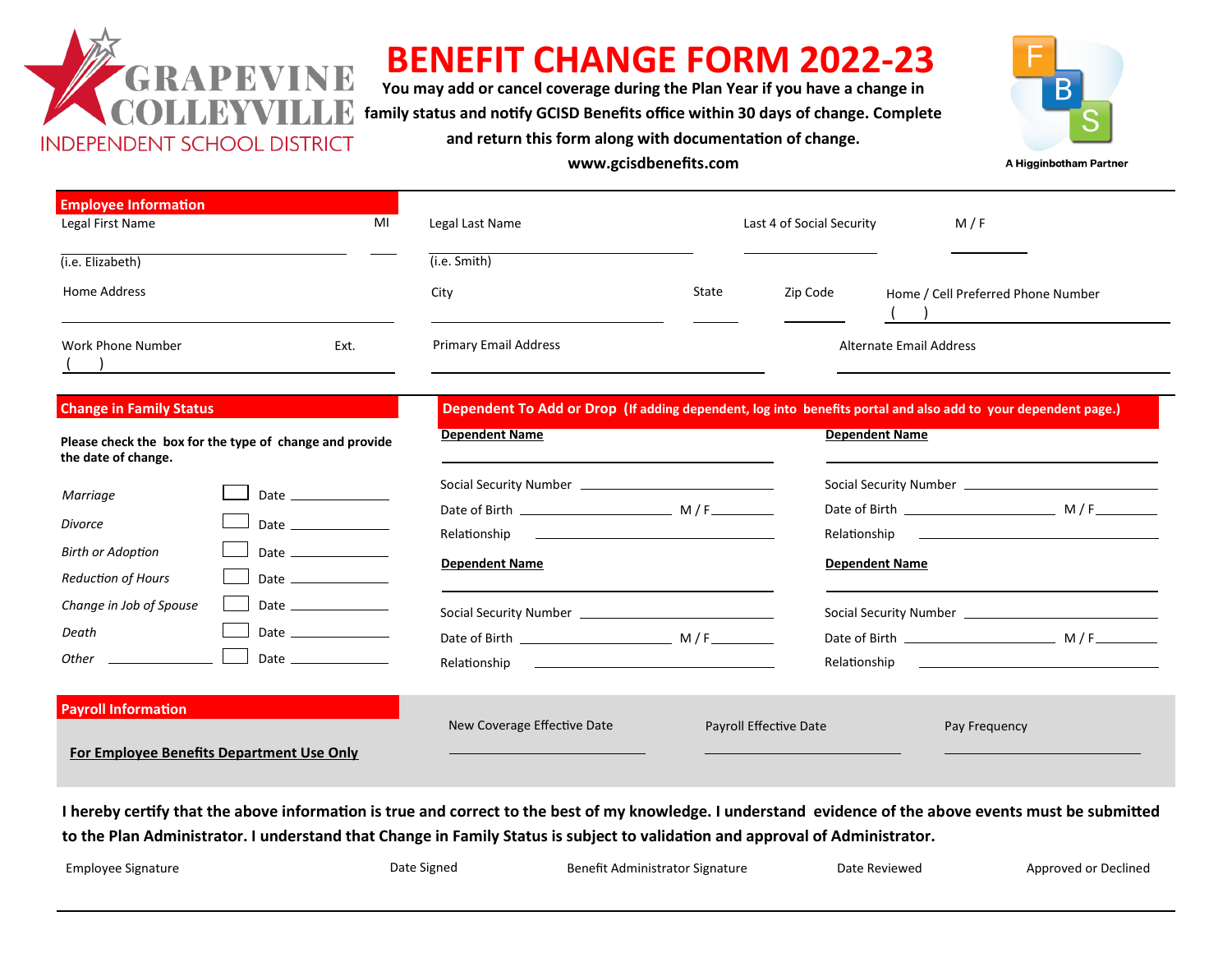GRAPEVINE COLLEYVILLE
INDEPENDENT SCHOOL DISTRICT

# BENEFIT CHANGE FORM 2022-23

**You may add or cancel coverage during the Plan Year if you have a change in family status and notify GCISD Benefits office within 30 days of change. Complete and return this form along with documentation of change.**

**www.gcisdbenefits.com**

FBS
**A Higginbotham Partner**

## Employee Information

| Legal First Name | MI | Legal Last Name | Last 4 of Social Security | M / F |
|---|---|---|---|---|
| (i.e. Elizabeth) | | (i.e. Smith) | | |

| Home Address | City | State | Zip Code | Home / Cell Preferred Phone Number |
|---|---|---|---|---|
| | | | | (   ) |

| Work Phone Number | Ext. | Primary Email Address | Alternate Email Address |
|---|---|---|---|
| (   ) | | | |

## Change in Family Status

**Please check the box for the type of change and provide the date of change.**

| Type of Change | ☐ | Date |
|---|---|---|
| *Marriage* | ☐ | Date ________ |
| *Divorce* | ☐ | Date ________ |
| *Birth or Adoption* | ☐ | Date ________ |
| *Reduction of Hours* | ☐ | Date ________ |
| *Change in Job of Spouse* | ☐ | Date ________ |
| *Death* | ☐ | Date ________ |
| *Other* ________ | ☐ | Date ________ |

## Dependent To Add or Drop (If adding dependent, log into benefits portal and also add to your dependent page.)

**Dependent Name** ________________

Social Security Number ________________

Date of Birth ________________ M / F ________

Relationship ________________

**Dependent Name** ________________

Social Security Number ________________

Date of Birth ________________ M / F ________

Relationship ________________

**Dependent Name** ________________

Social Security Number ________________

Date of Birth ________________ M / F ________

Relationship ________________

**Dependent Name** ________________

Social Security Number ________________

Date of Birth ________________ M / F ________

Relationship ________________

## Payroll Information

**For Employee Benefits Department Use Only**

| New Coverage Effective Date | Payroll Effective Date | Pay Frequency |
|---|---|---|
| | | |

**I hereby certify that the above information is true and correct to the best of my knowledge. I understand evidence of the above events must be submitted to the Plan Administrator. I understand that Change in Family Status is subject to validation and approval of Administrator.**

| Employee Signature | Date Signed | Benefit Administrator Signature | Date Reviewed | Approved or Declined |
|---|---|---|---|---|
| | | | | |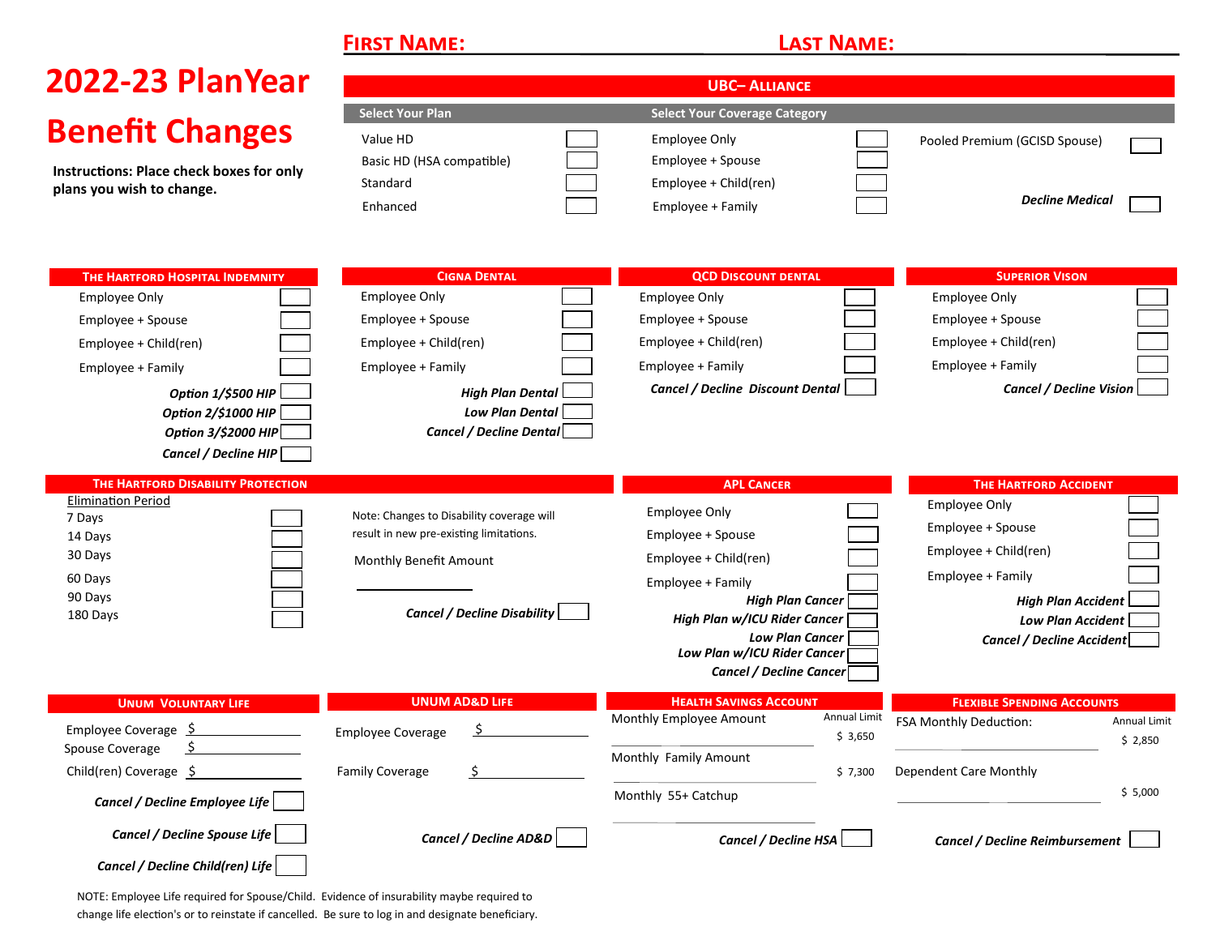**FIRST NAME:** **LAST NAME:**

# 2022-23 PlanYear Benefit Changes

**Instructions: Place check boxes for only plans you wish to change.**

## UBC– ALLIANCE

| Select Your Plan | | Select Your Coverage Category | | | |
|---|---|---|---|---|---|
| Value HD | ☐ | Employee Only | ☐ | Pooled Premium (GCISD Spouse) | ☐ |
| Basic HD (HSA compatible) | ☐ | Employee + Spouse | ☐ | | |
| Standard | ☐ | Employee + Child(ren) | ☐ | | |
| Enhanced | ☐ | Employee + Family | ☐ | *Decline Medical* | ☐ |

## THE HARTFORD HOSPITAL INDEMNITY

- Employee Only ☐
- Employee + Spouse ☐
- Employee + Child(ren) ☐
- Employee + Family ☐
- *Option 1/$500 HIP* ☐
- *Option 2/$1000 HIP* ☐
- *Option 3/$2000 HIP* ☐
- *Cancel / Decline HIP* ☐

## CIGNA DENTAL

- Employee Only ☐
- Employee + Spouse ☐
- Employee + Child(ren) ☐
- Employee + Family ☐
- *High Plan Dental* ☐
- *Low Plan Dental* ☐
- *Cancel / Decline Dental* ☐

## QCD DISCOUNT DENTAL

- Employee Only ☐
- Employee + Spouse ☐
- Employee + Child(ren) ☐
- Employee + Family ☐
- *Cancel / Decline Discount Dental* ☐

## SUPERIOR VISON

- Employee Only ☐
- Employee + Spouse ☐
- Employee + Child(ren) ☐
- Employee + Family ☐
- *Cancel / Decline Vision* ☐

## THE HARTFORD DISABILITY PROTECTION

Elimination Period

- 7 Days ☐
- 14 Days ☐
- 30 Days ☐
- 60 Days ☐
- 90 Days ☐
- 180 Days ☐

Note: Changes to Disability coverage will result in new pre-existing limitations.

Monthly Benefit Amount ____________

*Cancel / Decline Disability* ☐

## APL CANCER

- Employee Only ☐
- Employee + Spouse ☐
- Employee + Child(ren) ☐
- Employee + Family ☐
- *High Plan Cancer* ☐
- *High Plan w/ICU Rider Cancer* ☐
- *Low Plan Cancer* ☐
- *Low Plan w/ICU Rider Cancer* ☐
- *Cancel / Decline Cancer* ☐

## THE HARTFORD ACCIDENT

- Employee Only ☐
- Employee + Spouse ☐
- Employee + Child(ren) ☐
- Employee + Family ☐
- *High Plan Accident* ☐
- *Low Plan Accident* ☐
- *Cancel / Decline Accident* ☐

## UNUM VOLUNTARY LIFE

- Employee Coverage $ ____________
- Spouse Coverage $ ____________
- Child(ren) Coverage $ ____________
- *Cancel / Decline Employee Life* ☐
- *Cancel / Decline Spouse Life* ☐
- *Cancel / Decline Child(ren) Life* ☐

## UNUM AD&D LIFE

- Employee Coverage $ ____________
- Family Coverage $ ____________
- *Cancel / Decline AD&D* ☐

## HEALTH SAVINGS ACCOUNT

| | Annual Limit |
|---|---|
| Monthly Employee Amount ____________ | $ 3,650 |
| Monthly Family Amount ____________ | $ 7,300 |
| Monthly 55+ Catchup ____________ | |

*Cancel / Decline HSA* ☐

## FLEXIBLE SPENDING ACCOUNTS

| | Annual Limit |
|---|---|
| FSA Monthly Deduction: ____________ | $ 2,850 |
| Dependent Care Monthly ____________ | $ 5,000 |

*Cancel / Decline Reimbursement* ☐

NOTE: Employee Life required for Spouse/Child. Evidence of insurability maybe required to change life election's or to reinstate if cancelled. Be sure to log in and designate beneficiary.